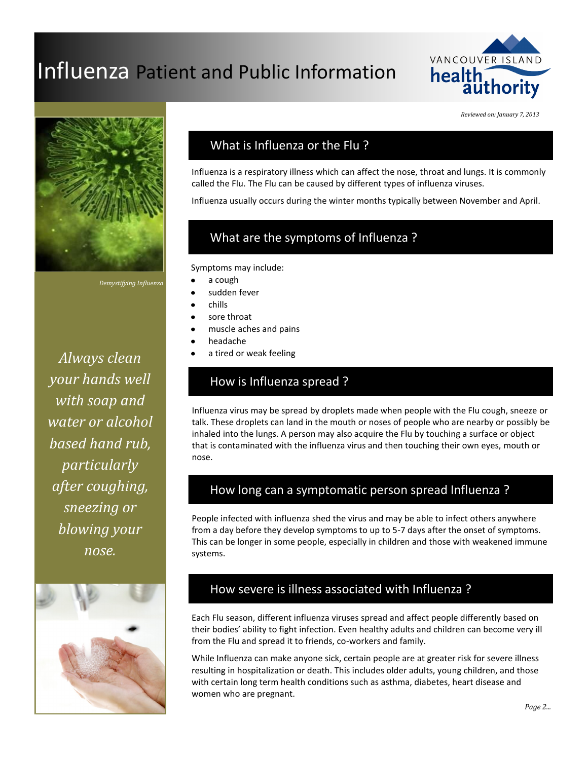# Influenza Patient and Public Information

VANCOUVER ISLAND health authority

*Reviewed on: January 7, 2013*

*Demystifying Influenza*

*Always clean your hands well with soap and water or alcohol based hand rub, particularly after coughing, sneezing or blowing your nose.*

## What is Influenza or the Flu ?

Influenza is a respiratory illness which can affect the nose, throat and lungs. It is commonly called the Flu. The Flu can be caused by different types of influenza viruses.

Influenza usually occurs during the winter months typically between November and April.

## What are the symptoms of Influenza ?

Symptoms may include:

- a cough
- sudden fever
- chills
- sore throat
- muscle aches and pains
- headache
- a tired or weak feeling

## How is Influenza spread ?

Influenza virus may be spread by droplets made when people with the Flu cough, sneeze or talk. These droplets can land in the mouth or noses of people who are nearby or possibly be inhaled into the lungs. A person may also acquire the Flu by touching a surface or object that is contaminated with the influenza virus and then touching their own eyes, mouth or nose.

## How long can a symptomatic person spread Influenza ?

People infected with influenza shed the virus and may be able to infect others anywhere from a day before they develop symptoms to up to 5-7 days after the onset of symptoms. This can be longer in some people, especially in children and those with weakened immune systems.

## How severe is illness associated with Influenza ?

Each Flu season, different influenza viruses spread and affect people differently based on their bodies' ability to fight infection. Even healthy adults and children can become very ill from the Flu and spread it to friends, co-workers and family.

While Influenza can make anyone sick, certain people are at greater risk for severe illness resulting in hospitalization or death. This includes older adults, young children, and those with certain long term health conditions such as asthma, diabetes, heart disease and women who are pregnant.

*Page 2...*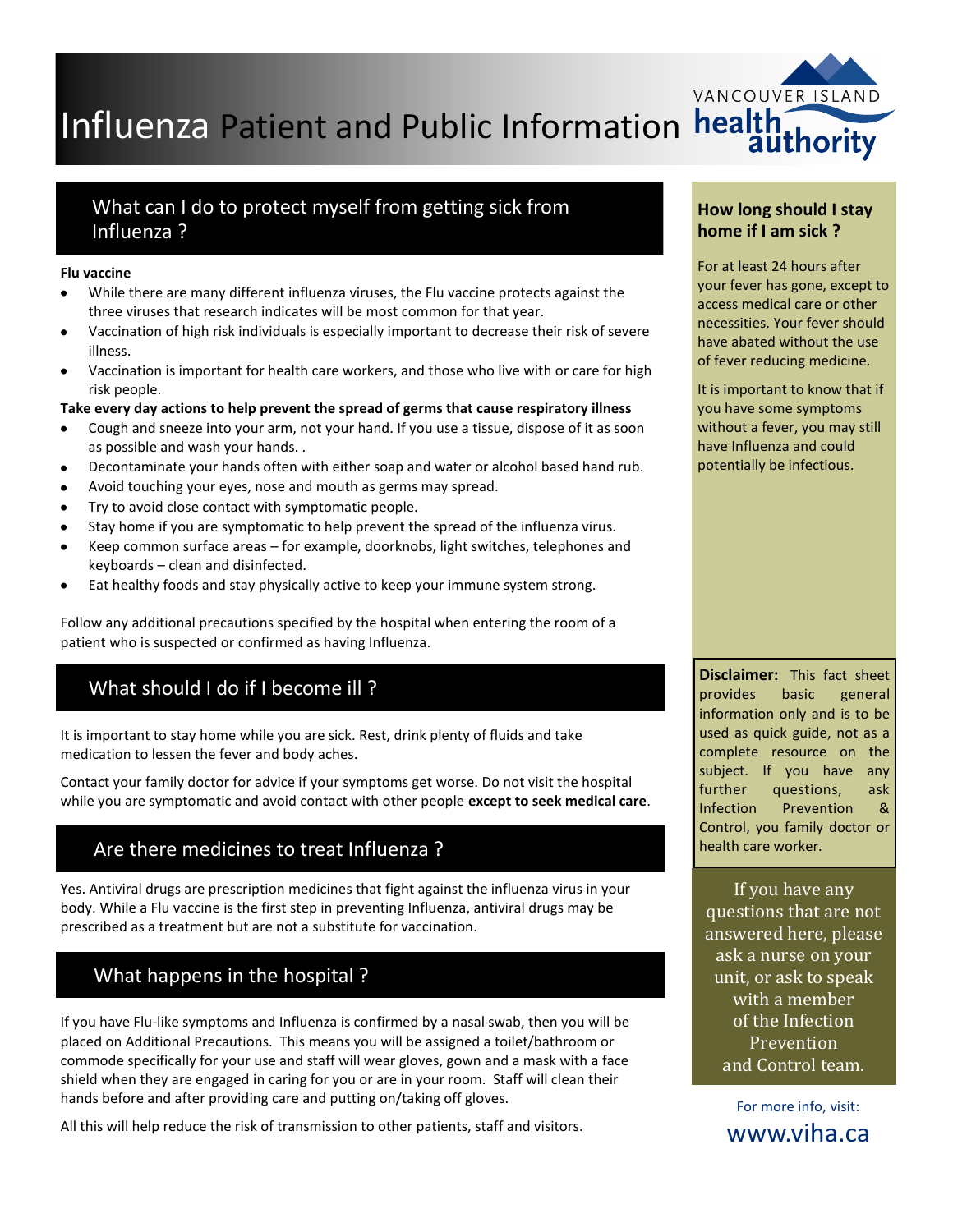# Influenza Patient and Public Information

VANCOUVER ISLAND health authority

## What can I do to protect myself from getting sick from Influenza ?

**Flu vaccine**

- While there are many different influenza viruses, the Flu vaccine protects against the three viruses that research indicates will be most common for that year.
- Vaccination of high risk individuals is especially important to decrease their risk of severe illness.
- Vaccination is important for health care workers, and those who live with or care for high risk people.

**Take every day actions to help prevent the spread of germs that cause respiratory illness**

- Cough and sneeze into your arm, not your hand. If you use a tissue, dispose of it as soon as possible and wash your hands. .
- Decontaminate your hands often with either soap and water or alcohol based hand rub.
- Avoid touching your eyes, nose and mouth as germs may spread.
- Try to avoid close contact with symptomatic people.
- Stay home if you are symptomatic to help prevent the spread of the influenza virus.
- Keep common surface areas – for example, doorknobs, light switches, telephones and keyboards – clean and disinfected.
- Eat healthy foods and stay physically active to keep your immune system strong.

Follow any additional precautions specified by the hospital when entering the room of a patient who is suspected or confirmed as having Influenza.

## What should I do if I become ill ?

It is important to stay home while you are sick. Rest, drink plenty of fluids and take medication to lessen the fever and body aches.

Contact your family doctor for advice if your symptoms get worse. Do not visit the hospital while you are symptomatic and avoid contact with other people **except to seek medical care**.

## Are there medicines to treat Influenza ?

Yes. Antiviral drugs are prescription medicines that fight against the influenza virus in your body. While a Flu vaccine is the first step in preventing Influenza, antiviral drugs may be prescribed as a treatment but are not a substitute for vaccination.

## What happens in the hospital ?

If you have Flu-like symptoms and Influenza is confirmed by a nasal swab, then you will be placed on Additional Precautions. This means you will be assigned a toilet/bathroom or commode specifically for your use and staff will wear gloves, gown and a mask with a face shield when they are engaged in caring for you or are in your room. Staff will clean their hands before and after providing care and putting on/taking off gloves.

All this will help reduce the risk of transmission to other patients, staff and visitors.

### How long should I stay home if I am sick ?

For at least 24 hours after your fever has gone, except to access medical care or other necessities. Your fever should have abated without the use of fever reducing medicine.

It is important to know that if you have some symptoms without a fever, you may still have Influenza and could potentially be infectious.

**Disclaimer:** This fact sheet provides basic general information only and is to be used as quick guide, not as a complete resource on the subject. If you have any further questions, ask Infection Prevention & Control, you family doctor or health care worker.

If you have any questions that are not answered here, please ask a nurse on your unit, or ask to speak with a member of the Infection Prevention and Control team.

For more info, visit:

www.viha.ca